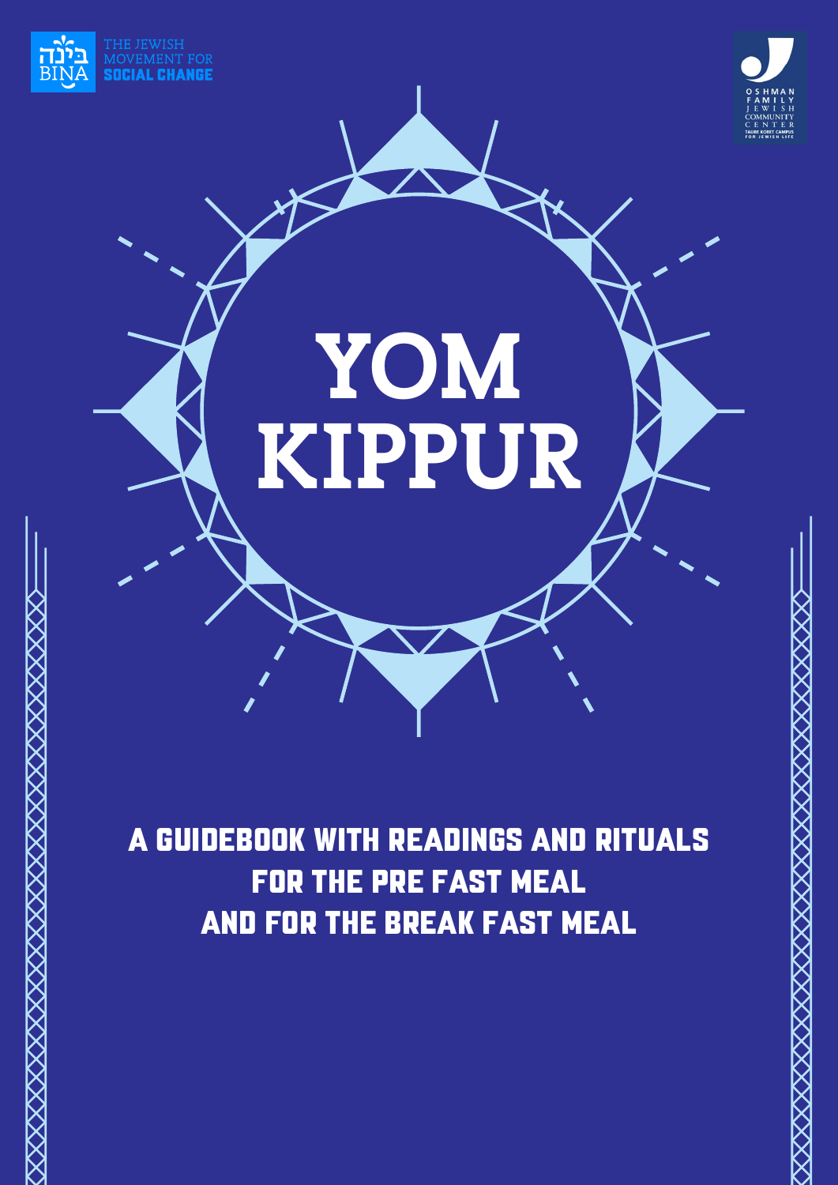בינה BINA

THE JEWISH MOVEMENT FOR SOCIAL CHANGE

OSHMAN FAMILY JEWISH COMMUNITY CENTER

TAUBE KORET CAMPUS FOR JEWISH LIFE

# YOM KIPPUR

## A GUIDEBOOK WITH READINGS AND RITUALS FOR THE PRE FAST MEAL AND FOR THE BREAK FAST MEAL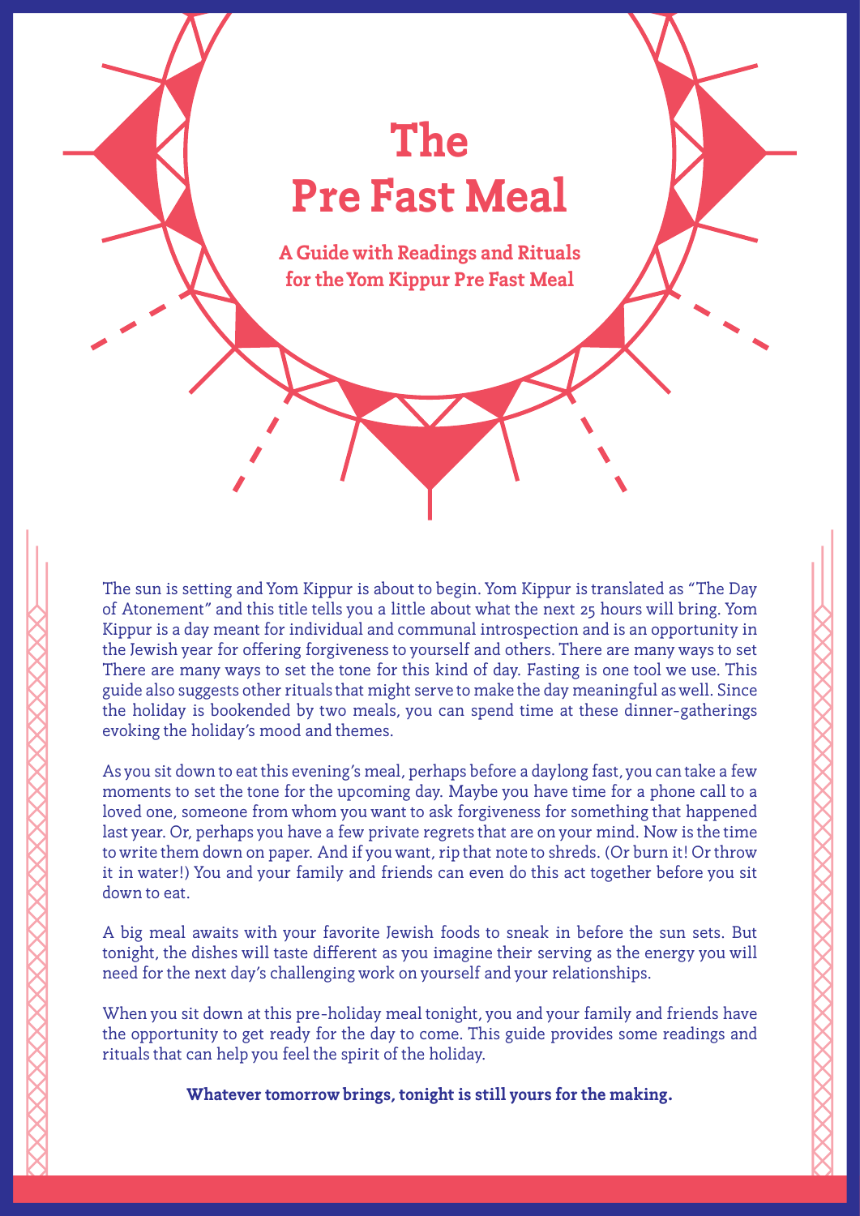# The Pre Fast Meal

**A Guide with Readings and Rituals for the Yom Kippur Pre Fast Meal**

The sun is setting and Yom Kippur is about to begin. Yom Kippur is translated as "The Day of Atonement" and this title tells you a little about what the next 25 hours will bring. Yom Kippur is a day meant for individual and communal introspection and is an opportunity in the Jewish year for offering forgiveness to yourself and others. There are many ways to set There are many ways to set the tone for this kind of day. Fasting is one tool we use. This guide also suggests other rituals that might serve to make the day meaningful as well. Since the holiday is bookended by two meals, you can spend time at these dinner-gatherings evoking the holiday's mood and themes.

As you sit down to eat this evening's meal, perhaps before a daylong fast, you can take a few moments to set the tone for the upcoming day. Maybe you have time for a phone call to a loved one, someone from whom you want to ask forgiveness for something that happened last year. Or, perhaps you have a few private regrets that are on your mind. Now is the time to write them down on paper. And if you want, rip that note to shreds. (Or burn it! Or throw it in water!) You and your family and friends can even do this act together before you sit down to eat.

A big meal awaits with your favorite Jewish foods to sneak in before the sun sets. But tonight, the dishes will taste different as you imagine their serving as the energy you will need for the next day's challenging work on yourself and your relationships.

When you sit down at this pre-holiday meal tonight, you and your family and friends have the opportunity to get ready for the day to come. This guide provides some readings and rituals that can help you feel the spirit of the holiday.

**Whatever tomorrow brings, tonight is still yours for the making.**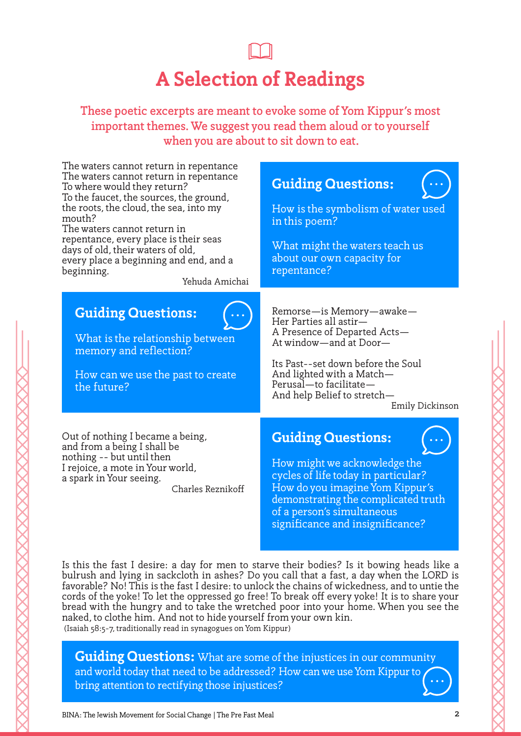# A Selection of Readings

These poetic excerpts are meant to evoke some of Yom Kippur's most important themes. We suggest you read them aloud or to yourself when you are about to sit down to eat.

The waters cannot return in repentance
The waters cannot return in repentance
To where would they return?
To the faucet, the sources, the ground, the roots, the cloud, the sea, into my mouth?
The waters cannot return in repentance, every place is their seas days of old, their waters of old, every place a beginning and end, and a beginning.

Yehuda Amichai

## Guiding Questions:

How is the symbolism of water used in this poem?

What might the waters teach us about our own capacity for repentance?

Remorse—is Memory—awake—
Her Parties all astir—
A Presence of Departed Acts—
At window—and at Door—

Its Past--set down before the Soul
And lighted with a Match—
Perusal—to facilitate—
And help Belief to stretch—

Emily Dickinson

## Guiding Questions:

What is the relationship between memory and reflection?

How can we use the past to create the future?

Out of nothing I became a being,
and from a being I shall be
nothing -- but until then
I rejoice, a mote in Your world,
a spark in Your seeing.

Charles Reznikoff

## Guiding Questions:

How might we acknowledge the cycles of life today in particular? How do you imagine Yom Kippur's demonstrating the complicated truth of a person's simultaneous significance and insignificance?

Is this the fast I desire: a day for men to starve their bodies? Is it bowing heads like a bulrush and lying in sackcloth in ashes? Do you call that a fast, a day when the LORD is favorable? No! This is the fast I desire: to unlock the chains of wickedness, and to untie the cords of the yoke! To let the oppressed go free! To break off every yoke! It is to share your bread with the hungry and to take the wretched poor into your home. When you see the naked, to clothe him. And not to hide yourself from your own kin.
(Isaiah 58:5-7, traditionally read in synagogues on Yom Kippur)

**Guiding Questions:** What are some of the injustices in our community and world today that need to be addressed? How can we use Yom Kippur to bring attention to rectifying those injustices?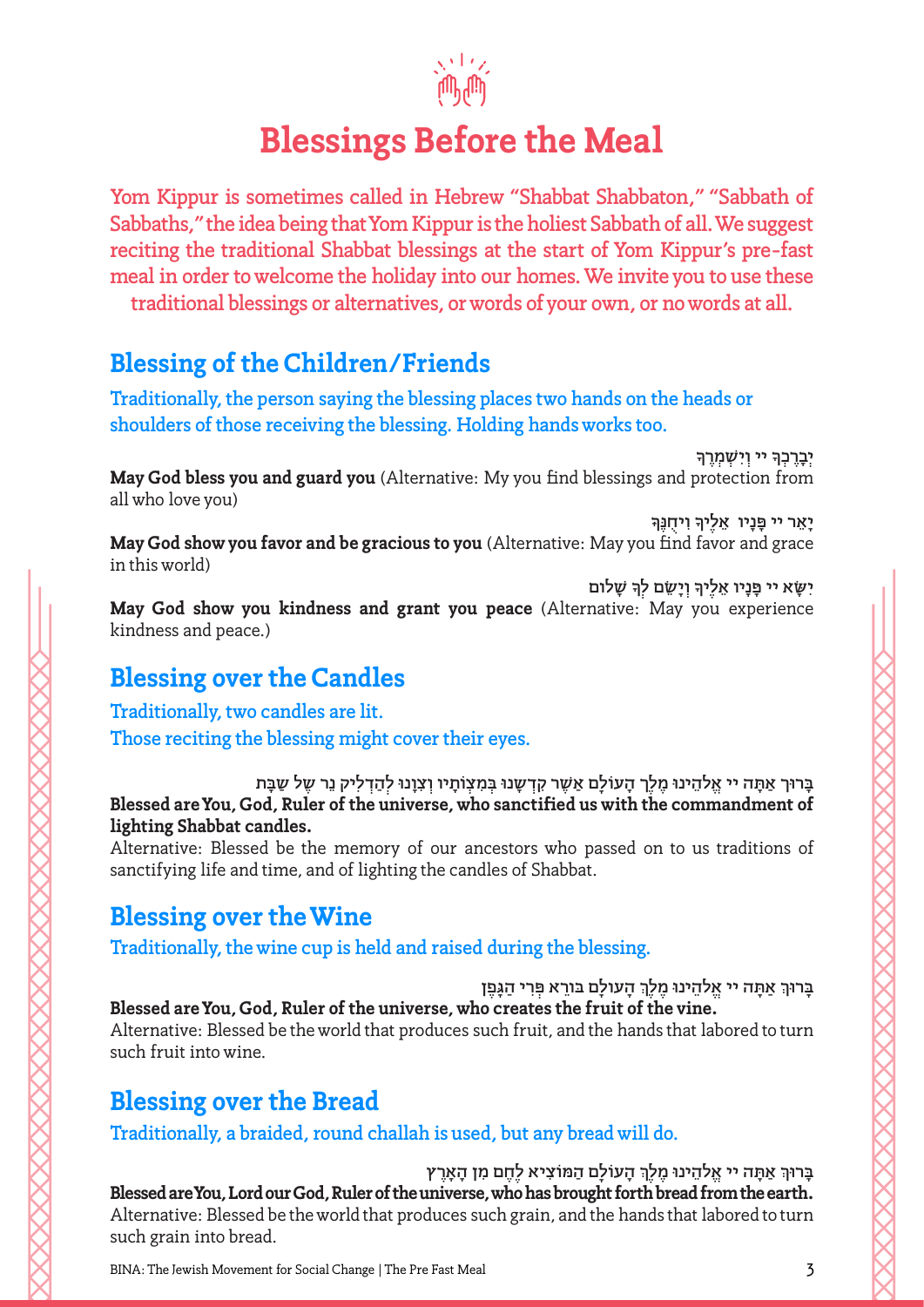# Blessings Before the Meal

Yom Kippur is sometimes called in Hebrew "Shabbat Shabbaton," "Sabbath of Sabbaths," the idea being that Yom Kippur is the holiest Sabbath of all. We suggest reciting the traditional Shabbat blessings at the start of Yom Kippur's pre-fast meal in order to welcome the holiday into our homes. We invite you to use these traditional blessings or alternatives, or words of your own, or no words at all.

## Blessing of the Children/Friends

Traditionally, the person saying the blessing places two hands on the heads or shoulders of those receiving the blessing. Holding hands works too.

יְבָרֶכְךָ יי וְיִשְׁמְרֶךָ

**May God bless you and guard you** (Alternative: My you find blessings and protection from all who love you)

יָאֵר יי פָּנָיו אֵלֶיךָ וִיחֻנֶּךָּ

**May God show you favor and be gracious to you** (Alternative: May you find favor and grace in this world)

יִשָּׂא יי פָּנָיו אֵלֶיךָ וְיָשֵׂם לְךָ שָׁלוֹם

**May God show you kindness and grant you peace** (Alternative: May you experience kindness and peace.)

## Blessing over the Candles

Traditionally, two candles are lit.
Those reciting the blessing might cover their eyes.

בָּרוּךְ אַתָּה יי אֱלֹהֵינוּ מֶלֶךְ הָעוֹלָם אֲשֶׁר קִדְּשָׁנוּ בְּמִצְוֹתָיו וְצִוָּנוּ לְהַדְלִיק נֵר שֶׁל שַׁבָּת

**Blessed are You, God, Ruler of the universe, who sanctified us with the commandment of lighting Shabbat candles.**

Alternative: Blessed be the memory of our ancestors who passed on to us traditions of sanctifying life and time, and of lighting the candles of Shabbat.

## Blessing over the Wine

Traditionally, the wine cup is held and raised during the blessing.

בָּרוּךְ אַתָּה יי אֱלֹהֵינוּ מֶלֶךְ הָעוֹלָם בּוֹרֵא פְּרִי הַגָּפֶן

**Blessed are You, God, Ruler of the universe, who creates the fruit of the vine.**

Alternative: Blessed be the world that produces such fruit, and the hands that labored to turn such fruit into wine.

## Blessing over the Bread

Traditionally, a braided, round challah is used, but any bread will do.

בָּרוּךְ אַתָּה יי אֱלֹהֵינוּ מֶלֶךְ הָעוֹלָם הַמּוֹצִיא לֶחֶם מִן הָאָרֶץ

**Blessed are You, Lord our God, Ruler of the universe, who has brought forth bread from the earth.**

Alternative: Blessed be the world that produces such grain, and the hands that labored to turn such grain into bread.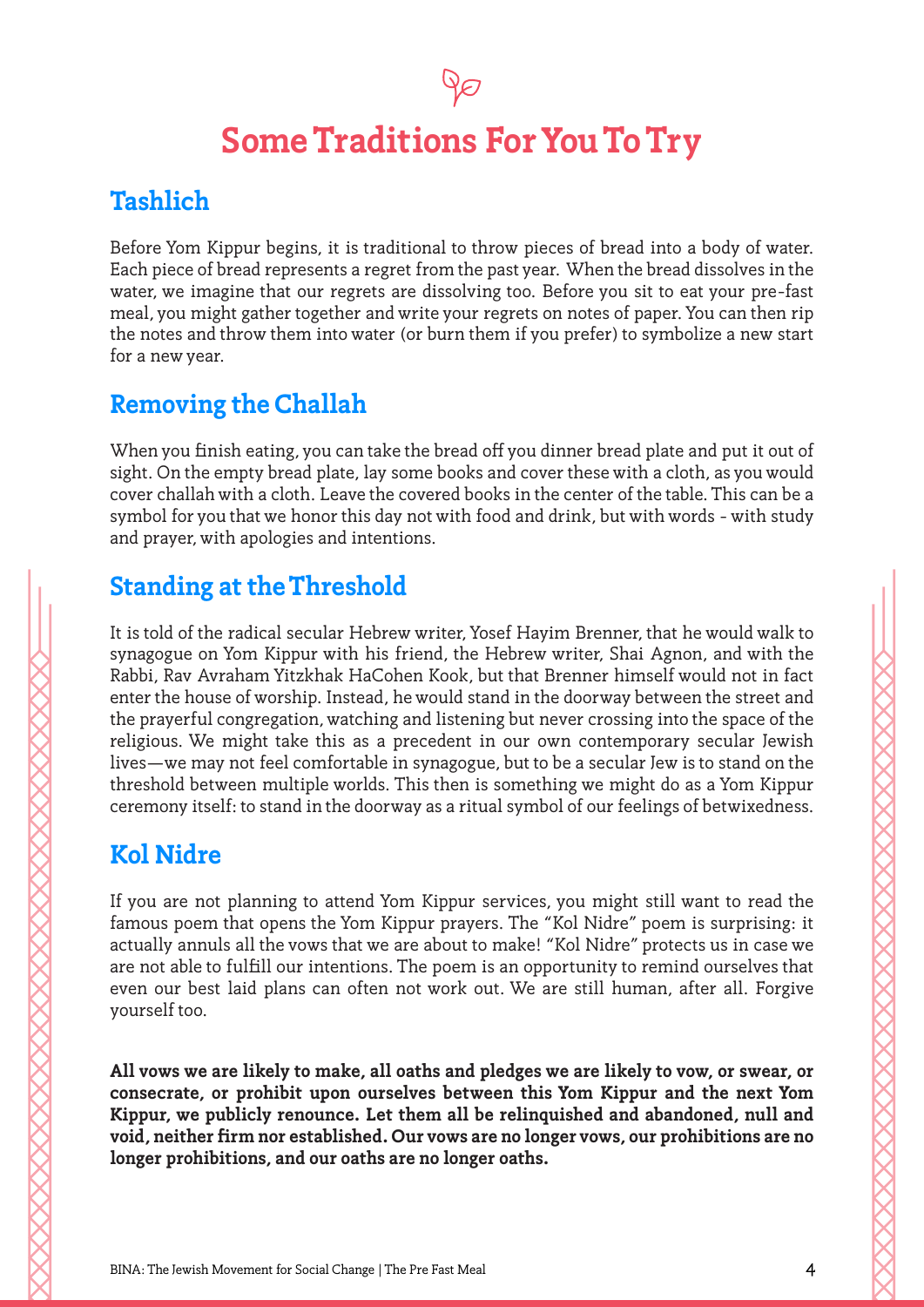# Some Traditions For You To Try

## Tashlich

Before Yom Kippur begins, it is traditional to throw pieces of bread into a body of water. Each piece of bread represents a regret from the past year. When the bread dissolves in the water, we imagine that our regrets are dissolving too. Before you sit to eat your pre-fast meal, you might gather together and write your regrets on notes of paper. You can then rip the notes and throw them into water (or burn them if you prefer) to symbolize a new start for a new year.

## Removing the Challah

When you finish eating, you can take the bread off you dinner bread plate and put it out of sight. On the empty bread plate, lay some books and cover these with a cloth, as you would cover challah with a cloth. Leave the covered books in the center of the table. This can be a symbol for you that we honor this day not with food and drink, but with words - with study and prayer, with apologies and intentions.

## Standing at the Threshold

It is told of the radical secular Hebrew writer, Yosef Hayim Brenner, that he would walk to synagogue on Yom Kippur with his friend, the Hebrew writer, Shai Agnon, and with the Rabbi, Rav Avraham Yitzkhak HaCohen Kook, but that Brenner himself would not in fact enter the house of worship. Instead, he would stand in the doorway between the street and the prayerful congregation, watching and listening but never crossing into the space of the religious. We might take this as a precedent in our own contemporary secular Jewish lives—we may not feel comfortable in synagogue, but to be a secular Jew is to stand on the threshold between multiple worlds. This then is something we might do as a Yom Kippur ceremony itself: to stand in the doorway as a ritual symbol of our feelings of betwixedness.

## Kol Nidre

If you are not planning to attend Yom Kippur services, you might still want to read the famous poem that opens the Yom Kippur prayers. The "Kol Nidre" poem is surprising: it actually annuls all the vows that we are about to make! "Kol Nidre" protects us in case we are not able to fulfill our intentions. The poem is an opportunity to remind ourselves that even our best laid plans can often not work out. We are still human, after all. Forgive yourself too.

**All vows we are likely to make, all oaths and pledges we are likely to vow, or swear, or consecrate, or prohibit upon ourselves between this Yom Kippur and the next Yom Kippur, we publicly renounce. Let them all be relinquished and abandoned, null and void, neither firm nor established. Our vows are no longer vows, our prohibitions are no longer prohibitions, and our oaths are no longer oaths.**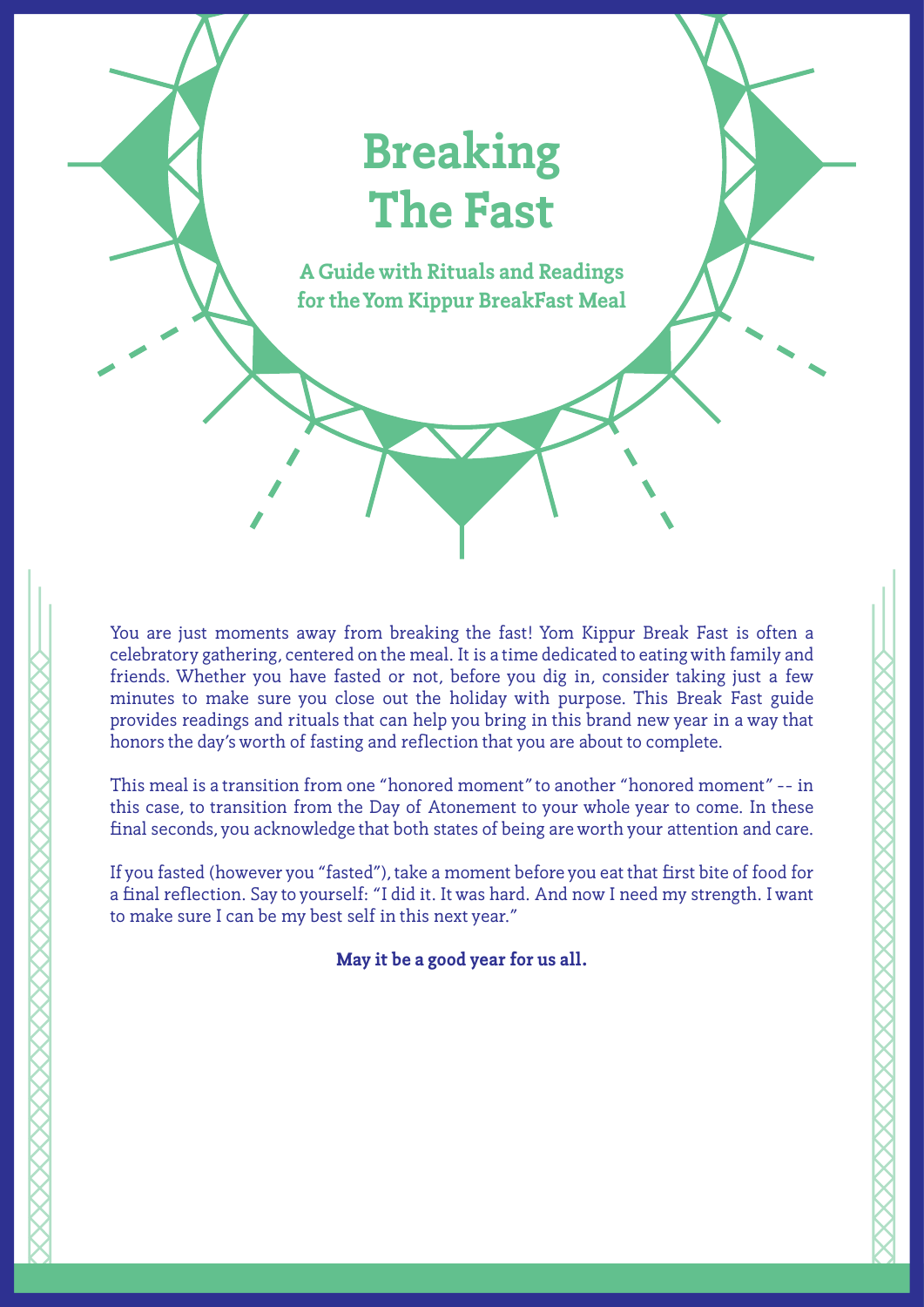# Breaking The Fast

**A Guide with Rituals and Readings for the Yom Kippur BreakFast Meal**

You are just moments away from breaking the fast! Yom Kippur Break Fast is often a celebratory gathering, centered on the meal. It is a time dedicated to eating with family and friends. Whether you have fasted or not, before you dig in, consider taking just a few minutes to make sure you close out the holiday with purpose. This Break Fast guide provides readings and rituals that can help you bring in this brand new year in a way that honors the day's worth of fasting and reflection that you are about to complete.

This meal is a transition from one "honored moment" to another "honored moment" -- in this case, to transition from the Day of Atonement to your whole year to come. In these final seconds, you acknowledge that both states of being are worth your attention and care.

If you fasted (however you "fasted"), take a moment before you eat that first bite of food for a final reflection. Say to yourself: "I did it. It was hard. And now I need my strength. I want to make sure I can be my best self in this next year."

**May it be a good year for us all.**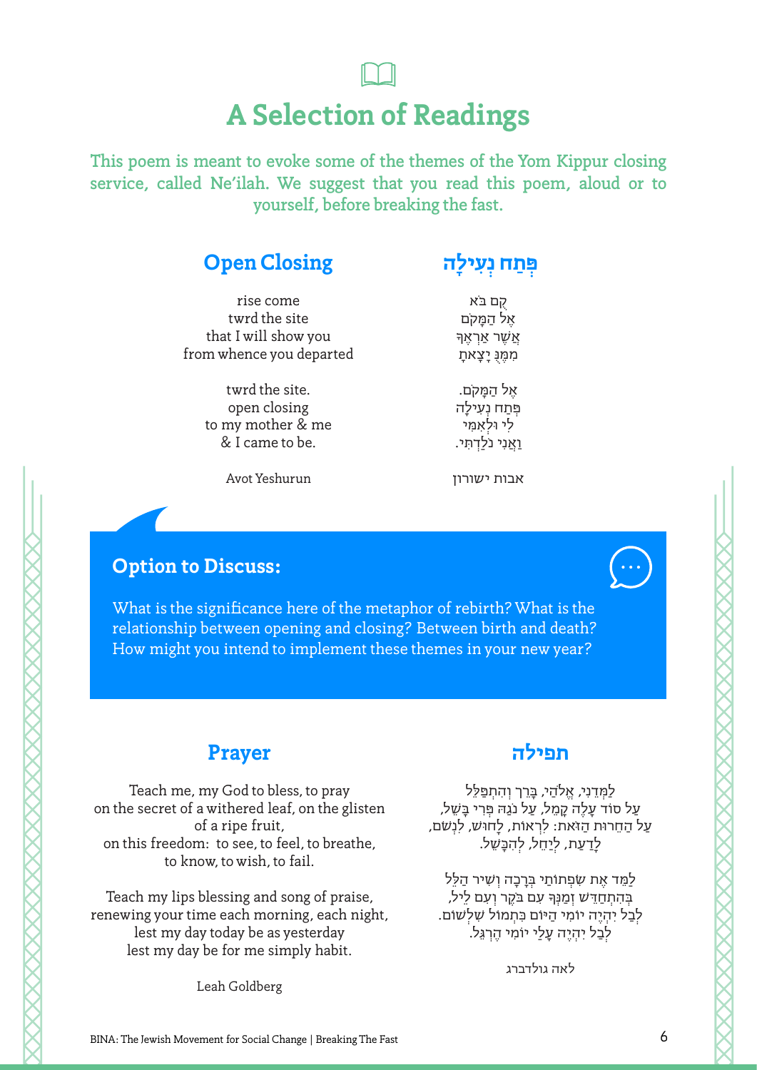# A Selection of Readings

This poem is meant to evoke some of the themes of the Yom Kippur closing service, called Ne'ilah. We suggest that you read this poem, aloud or to yourself, before breaking the fast.

## Open Closing

rise come
twrd the site
that I will show you
from whence you departed

twrd the site.
open closing
to my mother & me
& I came to be.

Avot Yeshurun

## פְּתַח נְעִילָה

קֻם בֹּא
אֶל הַמָּקֹם
אֲשֶׁר אַרְאֶךָּ
מִמֶּנּוּ יָצָאתָ

אֶל הַמָּקֹם.
פְּתַח נְעִילָה
לִי וּלְאִמִּי
וַאֲנִי נוֹלַדְתִּי.

אבות ישורון

### Option to Discuss:

What is the significance here of the metaphor of rebirth? What is the relationship between opening and closing? Between birth and death? How might you intend to implement these themes in your new year?

## Prayer

Teach me, my God to bless, to pray
on the secret of a withered leaf, on the glisten of a ripe fruit,
on this freedom: to see, to feel, to breathe,
to know, to wish, to fail.

Teach my lips blessing and song of praise,
renewing your time each morning, each night,
lest my day today be as yesterday
lest my day be for me simply habit.

Leah Goldberg

## תפילה

לַמְּדֵנִי, אֱלֹהַי, בָּרֵךְ וְהִתְפַּלֵּל
עַל סוֹד עָלֶה קָמֵל, עַל נֹגַהּ פְּרִי בָּשֵׁל,
עַל הַחֵרוּת הַזֹּאת: לִרְאוֹת, לָחוּשׁ, לִנְשֹׁם,
לָדַעַת, לְיַחֵל, לְהִכָּשֵׁל.

לַמֵּד אֶת שִׂפְתוֹתַי בְּרָכָה וְשִׁיר הַלֵּל
בְּהִתְחַדֵּשׁ זְמַנְּךָ עִם בֹּקֶר וְעִם לֵיל,
לְבַל יִהְיֶה יוֹמִי הַיּוֹם כִּתְמוֹל שִׁלְשׁוֹם.
לְבַל יִהְיֶה עָלַי יוֹמִי הֶרְגֵּל.

לאה גולדברג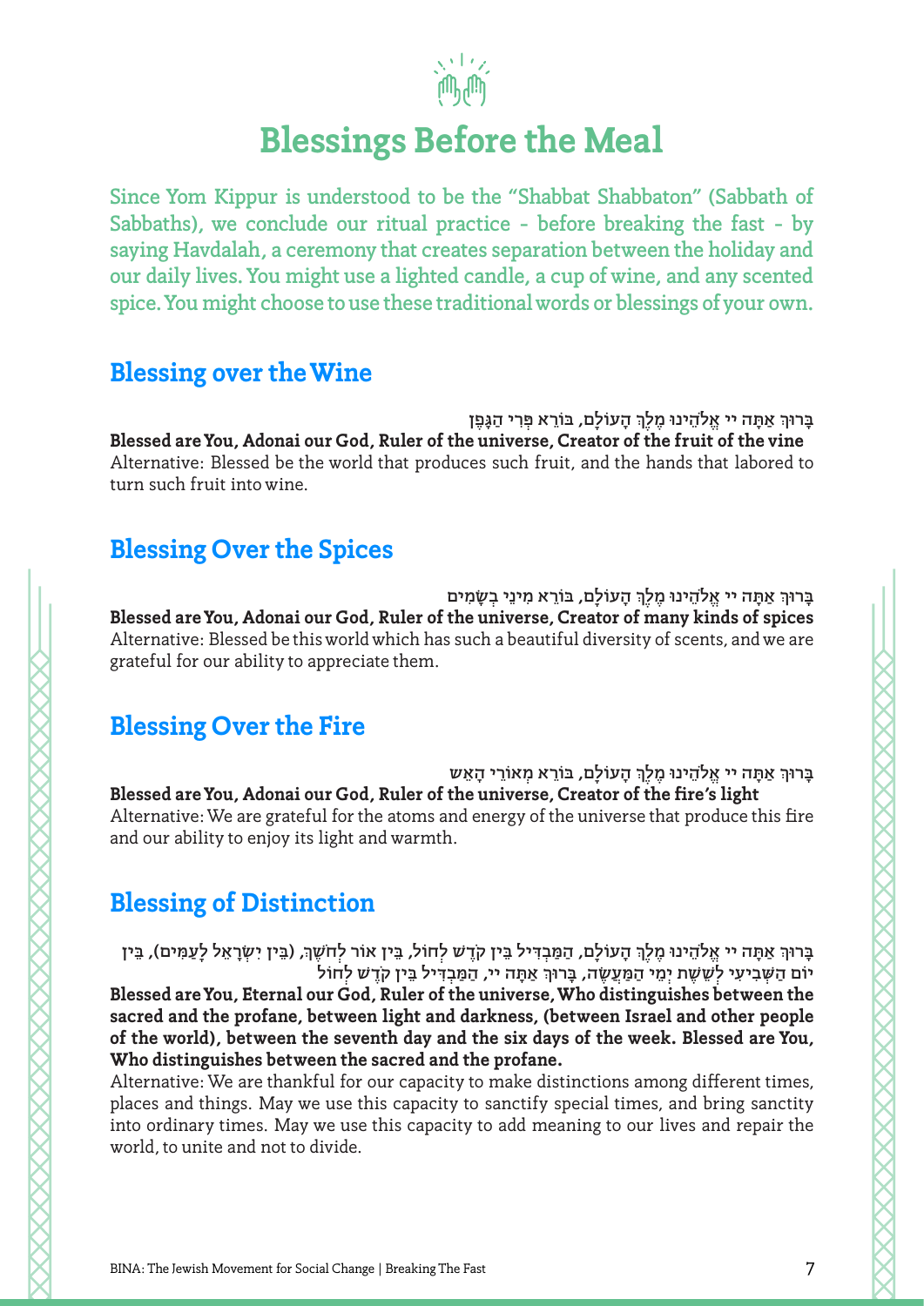# Blessings Before the Meal

Since Yom Kippur is understood to be the "Shabbat Shabbaton" (Sabbath of Sabbaths), we conclude our ritual practice - before breaking the fast - by saying Havdalah, a ceremony that creates separation between the holiday and our daily lives. You might use a lighted candle, a cup of wine, and any scented spice. You might choose to use these traditional words or blessings of your own.

## Blessing over the Wine

בָּרוּךְ אַתָּה יי אֱלֹהֵינוּ מֶלֶךְ הָעוֹלָם, בּוֹרֵא פְּרִי הַגָּפֶן

**Blessed are You, Adonai our God, Ruler of the universe, Creator of the fruit of the vine**

Alternative: Blessed be the world that produces such fruit, and the hands that labored to turn such fruit into wine.

## Blessing Over the Spices

בָּרוּךְ אַתָּה יי אֱלֹהֵינוּ מֶלֶךְ הָעוֹלָם, בּוֹרֵא מִינֵי בְשָׂמִים

**Blessed are You, Adonai our God, Ruler of the universe, Creator of many kinds of spices**

Alternative: Blessed be this world which has such a beautiful diversity of scents, and we are grateful for our ability to appreciate them.

## Blessing Over the Fire

בָּרוּךְ אַתָּה יי אֱלֹהֵינוּ מֶלֶךְ הָעוֹלָם, בּוֹרֵא מְאוֹרֵי הָאֵשׁ

**Blessed are You, Adonai our God, Ruler of the universe, Creator of the fire's light**

Alternative: We are grateful for the atoms and energy of the universe that produce this fire and our ability to enjoy its light and warmth.

## Blessing of Distinction

בָּרוּךְ אַתָּה יי אֱלֹהֵינוּ מֶלֶךְ הָעוֹלָם, הַמַּבְדִּיל בֵּין קֹדֶשׁ לְחוֹל, בֵּין אוֹר לְחֹשֶׁךְ, (בֵּין יִשְׂרָאֵל לָעַמִּים), בֵּין יוֹם הַשְּׁבִיעִי לְשֵׁשֶׁת יְמֵי הַמַּעֲשֶׂה, בָּרוּךְ אַתָּה יי, הַמַּבְדִּיל בֵּין קֹדֶשׁ לְחוֹל

**Blessed are You, Eternal our God, Ruler of the universe, Who distinguishes between the sacred and the profane, between light and darkness, (between Israel and other people of the world), between the seventh day and the six days of the week. Blessed are You, Who distinguishes between the sacred and the profane.**

Alternative: We are thankful for our capacity to make distinctions among different times, places and things. May we use this capacity to sanctify special times, and bring sanctity into ordinary times. May we use this capacity to add meaning to our lives and repair the world, to unite and not to divide.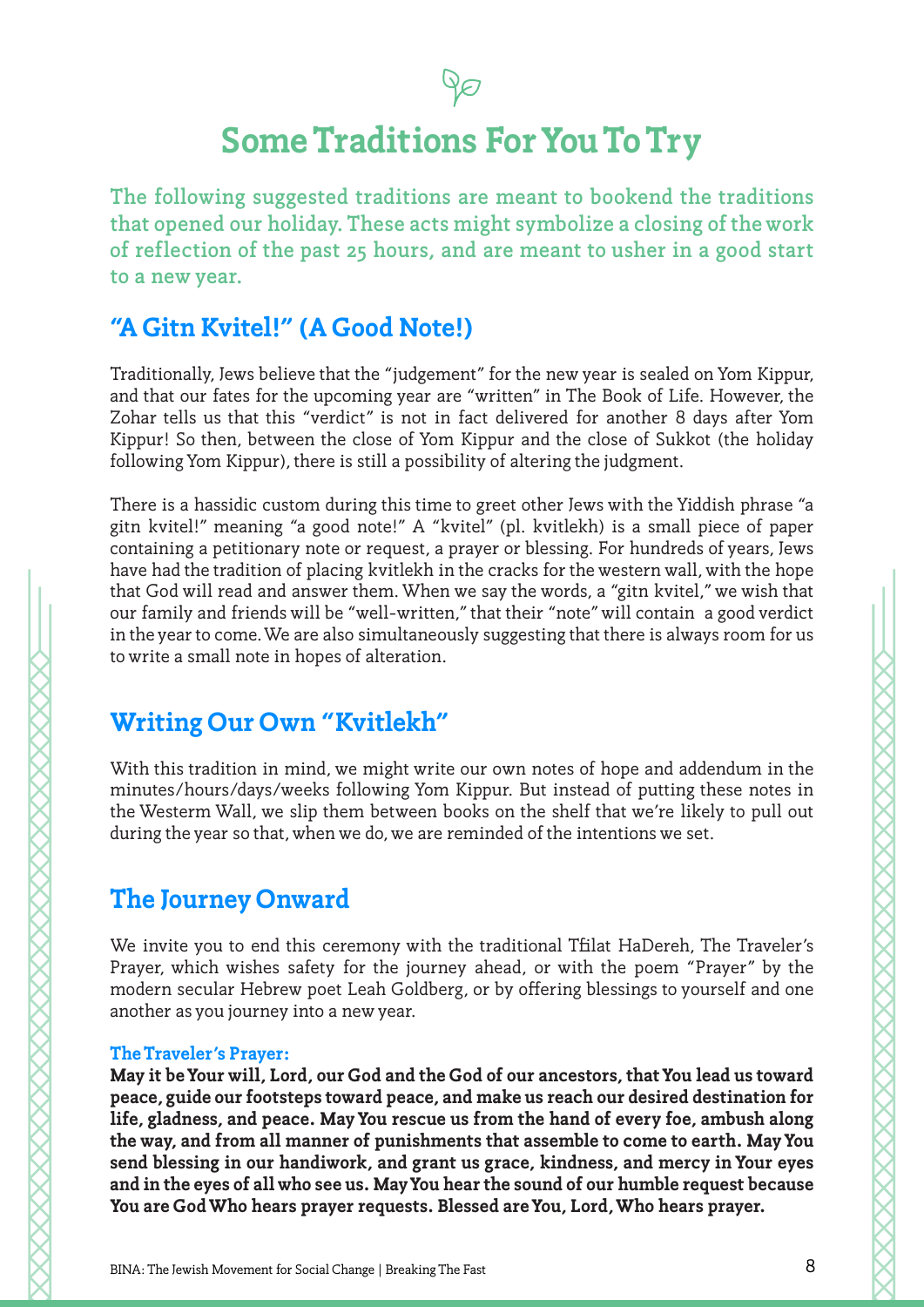# Some Traditions For You To Try

The following suggested traditions are meant to bookend the traditions that opened our holiday. These acts might symbolize a closing of the work of reflection of the past 25 hours, and are meant to usher in a good start to a new year.

## "A Gitn Kvitel!" (A Good Note!)

Traditionally, Jews believe that the "judgement" for the new year is sealed on Yom Kippur, and that our fates for the upcoming year are "written" in The Book of Life. However, the Zohar tells us that this "verdict" is not in fact delivered for another 8 days after Yom Kippur! So then, between the close of Yom Kippur and the close of Sukkot (the holiday following Yom Kippur), there is still a possibility of altering the judgment.

There is a hassidic custom during this time to greet other Jews with the Yiddish phrase "a gitn kvitel!" meaning "a good note!" A "kvitel" (pl. kvitlekh) is a small piece of paper containing a petitionary note or request, a prayer or blessing. For hundreds of years, Jews have had the tradition of placing kvitlekh in the cracks for the western wall, with the hope that God will read and answer them. When we say the words, a "gitn kvitel," we wish that our family and friends will be "well-written," that their "note" will contain a good verdict in the year to come. We are also simultaneously suggesting that there is always room for us to write a small note in hopes of alteration.

## Writing Our Own "Kvitlekh"

With this tradition in mind, we might write our own notes of hope and addendum in the minutes/hours/days/weeks following Yom Kippur. But instead of putting these notes in the Westerm Wall, we slip them between books on the shelf that we're likely to pull out during the year so that, when we do, we are reminded of the intentions we set.

## The Journey Onward

We invite you to end this ceremony with the traditional Tfilat HaDereh, The Traveler's Prayer, which wishes safety for the journey ahead, or with the poem "Prayer" by the modern secular Hebrew poet Leah Goldberg, or by offering blessings to yourself and one another as you journey into a new year.

**The Traveler's Prayer:**

**May it be Your will, Lord, our God and the God of our ancestors, that You lead us toward peace, guide our footsteps toward peace, and make us reach our desired destination for life, gladness, and peace. May You rescue us from the hand of every foe, ambush along the way, and from all manner of punishments that assemble to come to earth. May You send blessing in our handiwork, and grant us grace, kindness, and mercy in Your eyes and in the eyes of all who see us. May You hear the sound of our humble request because You are God Who hears prayer requests. Blessed are You, Lord, Who hears prayer.**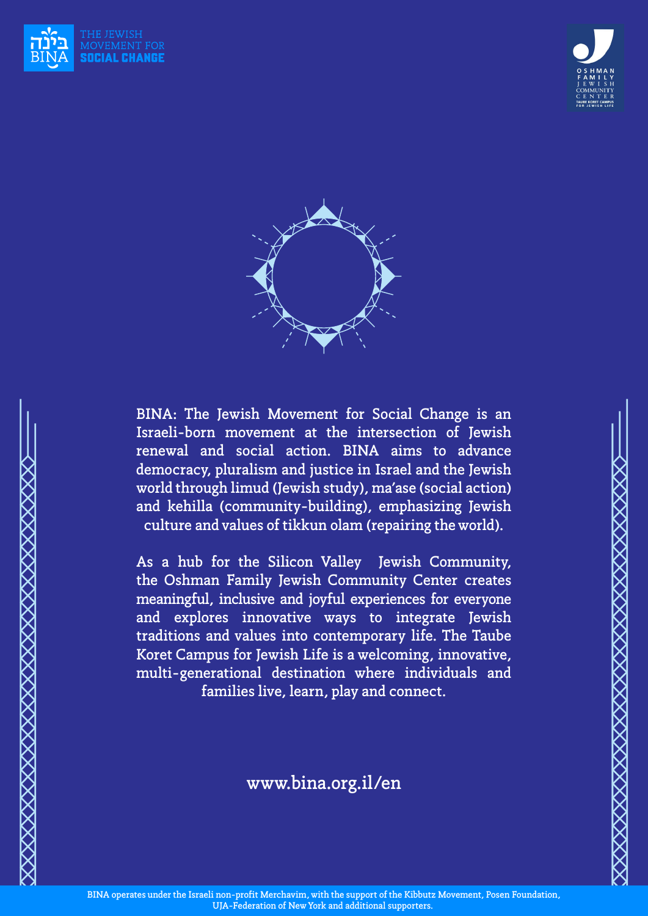בינה BINA THE JEWISH MOVEMENT FOR **SOCIAL CHANGE**

OSHMAN FAMILY JEWISH COMMUNITY CENTER TAUBE KORET CAMPUS FOR JEWISH LIFE

BINA: The Jewish Movement for Social Change is an Israeli-born movement at the intersection of Jewish renewal and social action. BINA aims to advance democracy, pluralism and justice in Israel and the Jewish world through limud (Jewish study), ma'ase (social action) and kehilla (community-building), emphasizing Jewish culture and values of tikkun olam (repairing the world).

As a hub for the Silicon Valley Jewish Community, the Oshman Family Jewish Community Center creates meaningful, inclusive and joyful experiences for everyone and explores innovative ways to integrate Jewish traditions and values into contemporary life. The Taube Koret Campus for Jewish Life is a welcoming, innovative, multi-generational destination where individuals and families live, learn, play and connect.

www.bina.org.il/en

BINA operates under the Israeli non-profit Merchavim, with the support of the Kibbutz Movement, Posen Foundation, UJA-Federation of New York and additional supporters.